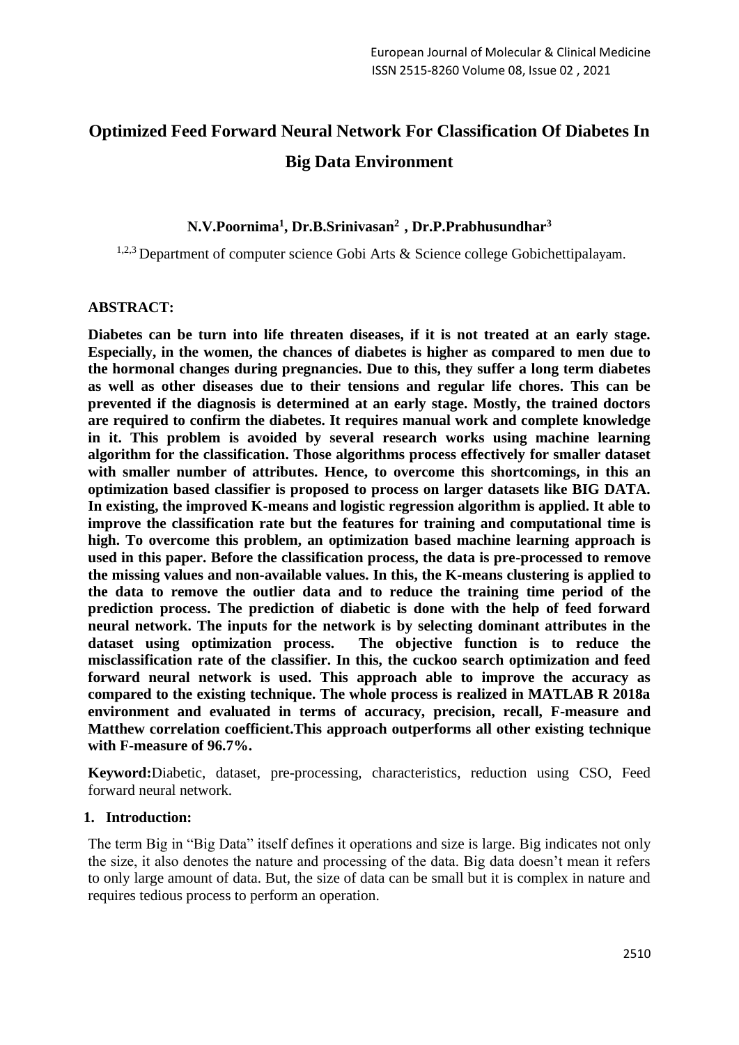# Optimized Feed Forward Neural Network For Classification Of Diabetes In Big Data Environment

**N.V.Poornima[1], Dr.B.Srinivasan[2] , Dr.P.Prabhusundhar[3]**

[1,2,3] Department of computer science Gobi Arts & Science college Gobichettipalayam.

## ABSTRACT:

**Diabetes can be turn into life threaten diseases, if it is not treated at an early stage. Especially, in the women, the chances of diabetes is higher as compared to men due to the hormonal changes during pregnancies. Due to this, they suffer a long term diabetes as well as other diseases due to their tensions and regular life chores. This can be prevented if the diagnosis is determined at an early stage. Mostly, the trained doctors are required to confirm the diabetes. It requires manual work and complete knowledge in it. This problem is avoided by several research works using machine learning algorithm for the classification. Those algorithms process effectively for smaller dataset with smaller number of attributes. Hence, to overcome this shortcomings, in this an optimization based classifier is proposed to process on larger datasets like BIG DATA. In existing, the improved K-means and logistic regression algorithm is applied. It able to improve the classification rate but the features for training and computational time is high. To overcome this problem, an optimization based machine learning approach is used in this paper. Before the classification process, the data is pre-processed to remove the missing values and non-available values. In this, the K-means clustering is applied to the data to remove the outlier data and to reduce the training time period of the prediction process. The prediction of diabetic is done with the help of feed forward neural network. The inputs for the network is by selecting dominant attributes in the dataset using optimization process. The objective function is to reduce the misclassification rate of the classifier. In this, the cuckoo search optimization and feed forward neural network is used. This approach able to improve the accuracy as compared to the existing technique. The whole process is realized in MATLAB R 2018a environment and evaluated in terms of accuracy, precision, recall, F-measure and Matthew correlation coefficient.This approach outperforms all other existing technique with F-measure of 96.7%.**

**Keyword:**Diabetic, dataset, pre-processing, characteristics, reduction using CSO, Feed forward neural network.

## 1. Introduction:

The term Big in "Big Data" itself defines it operations and size is large. Big indicates not only the size, it also denotes the nature and processing of the data. Big data doesn't mean it refers to only large amount of data. But, the size of data can be small but it is complex in nature and requires tedious process to perform an operation.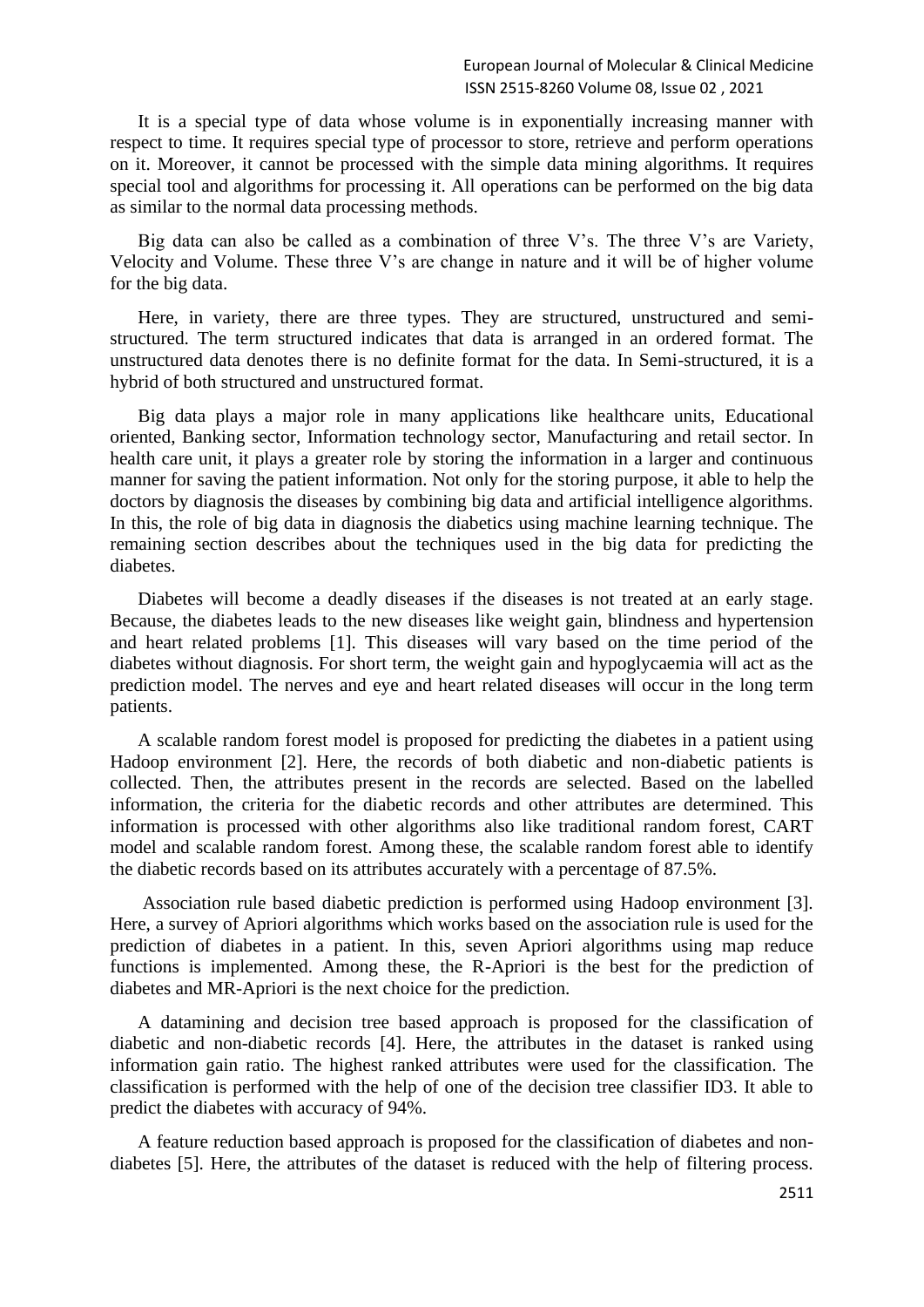It is a special type of data whose volume is in exponentially increasing manner with respect to time. It requires special type of processor to store, retrieve and perform operations on it. Moreover, it cannot be processed with the simple data mining algorithms. It requires special tool and algorithms for processing it. All operations can be performed on the big data as similar to the normal data processing methods.

Big data can also be called as a combination of three V's. The three V's are Variety, Velocity and Volume. These three V's are change in nature and it will be of higher volume for the big data.

Here, in variety, there are three types. They are structured, unstructured and semi-structured. The term structured indicates that data is arranged in an ordered format. The unstructured data denotes there is no definite format for the data. In Semi-structured, it is a hybrid of both structured and unstructured format.

Big data plays a major role in many applications like healthcare units, Educational oriented, Banking sector, Information technology sector, Manufacturing and retail sector. In health care unit, it plays a greater role by storing the information in a larger and continuous manner for saving the patient information. Not only for the storing purpose, it able to help the doctors by diagnosis the diseases by combining big data and artificial intelligence algorithms. In this, the role of big data in diagnosis the diabetics using machine learning technique. The remaining section describes about the techniques used in the big data for predicting the diabetes.

Diabetes will become a deadly diseases if the diseases is not treated at an early stage. Because, the diabetes leads to the new diseases like weight gain, blindness and hypertension and heart related problems [1]. This diseases will vary based on the time period of the diabetes without diagnosis. For short term, the weight gain and hypoglycaemia will act as the prediction model. The nerves and eye and heart related diseases will occur in the long term patients.

A scalable random forest model is proposed for predicting the diabetes in a patient using Hadoop environment [2]. Here, the records of both diabetic and non-diabetic patients is collected. Then, the attributes present in the records are selected. Based on the labelled information, the criteria for the diabetic records and other attributes are determined. This information is processed with other algorithms also like traditional random forest, CART model and scalable random forest. Among these, the scalable random forest able to identify the diabetic records based on its attributes accurately with a percentage of 87.5%.

Association rule based diabetic prediction is performed using Hadoop environment [3]. Here, a survey of Apriori algorithms which works based on the association rule is used for the prediction of diabetes in a patient. In this, seven Apriori algorithms using map reduce functions is implemented. Among these, the R-Apriori is the best for the prediction of diabetes and MR-Apriori is the next choice for the prediction.

A datamining and decision tree based approach is proposed for the classification of diabetic and non-diabetic records [4]. Here, the attributes in the dataset is ranked using information gain ratio. The highest ranked attributes were used for the classification. The classification is performed with the help of one of the decision tree classifier ID3. It able to predict the diabetes with accuracy of 94%.

A feature reduction based approach is proposed for the classification of diabetes and non-diabetes [5]. Here, the attributes of the dataset is reduced with the help of filtering process.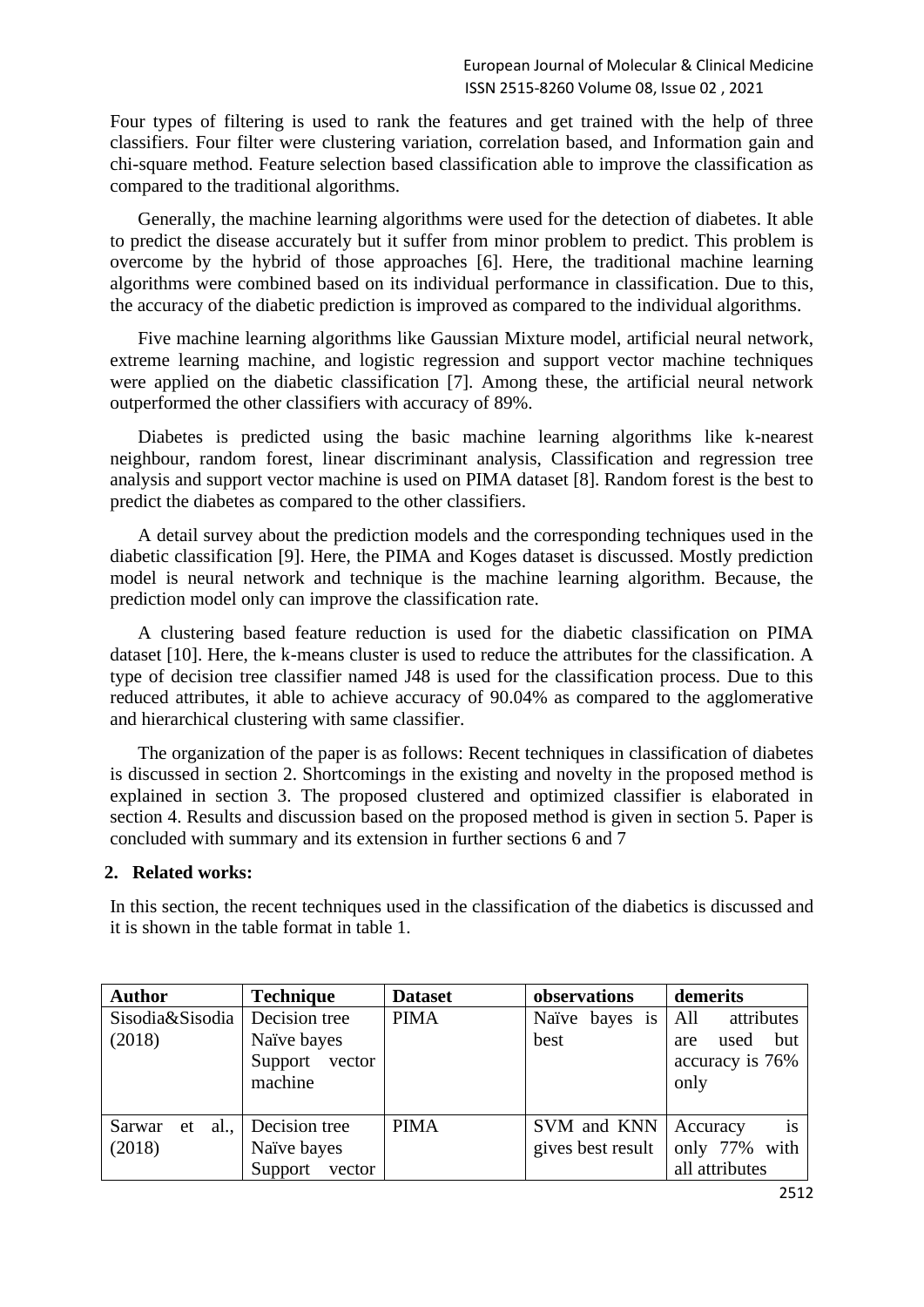Four types of filtering is used to rank the features and get trained with the help of three classifiers. Four filter were clustering variation, correlation based, and Information gain and chi-square method. Feature selection based classification able to improve the classification as compared to the traditional algorithms.

Generally, the machine learning algorithms were used for the detection of diabetes. It able to predict the disease accurately but it suffer from minor problem to predict. This problem is overcome by the hybrid of those approaches [6]. Here, the traditional machine learning algorithms were combined based on its individual performance in classification. Due to this, the accuracy of the diabetic prediction is improved as compared to the individual algorithms.

Five machine learning algorithms like Gaussian Mixture model, artificial neural network, extreme learning machine, and logistic regression and support vector machine techniques were applied on the diabetic classification [7]. Among these, the artificial neural network outperformed the other classifiers with accuracy of 89%.

Diabetes is predicted using the basic machine learning algorithms like k-nearest neighbour, random forest, linear discriminant analysis, Classification and regression tree analysis and support vector machine is used on PIMA dataset [8]. Random forest is the best to predict the diabetes as compared to the other classifiers.

A detail survey about the prediction models and the corresponding techniques used in the diabetic classification [9]. Here, the PIMA and Koges dataset is discussed. Mostly prediction model is neural network and technique is the machine learning algorithm. Because, the prediction model only can improve the classification rate.

A clustering based feature reduction is used for the diabetic classification on PIMA dataset [10]. Here, the k-means cluster is used to reduce the attributes for the classification. A type of decision tree classifier named J48 is used for the classification process. Due to this reduced attributes, it able to achieve accuracy of 90.04% as compared to the agglomerative and hierarchical clustering with same classifier.

The organization of the paper is as follows: Recent techniques in classification of diabetes is discussed in section 2. Shortcomings in the existing and novelty in the proposed method is explained in section 3. The proposed clustered and optimized classifier is elaborated in section 4. Results and discussion based on the proposed method is given in section 5. Paper is concluded with summary and its extension in further sections 6 and 7

## 2. Related works:

In this section, the recent techniques used in the classification of the diabetics is discussed and it is shown in the table format in table 1.

| Author | Technique | Dataset | observations | demerits |
|---|---|---|---|---|
| Sisodia&Sisodia (2018) | Decision tree<br>Naïve bayes<br>Support vector machine | PIMA | Naïve bayes is best | All attributes are used but accuracy is 76% only |
| Sarwar et al., (2018) | Decision tree<br>Naïve bayes<br>Support vector | PIMA | SVM and KNN gives best result | Accuracy is only 77% with all attributes |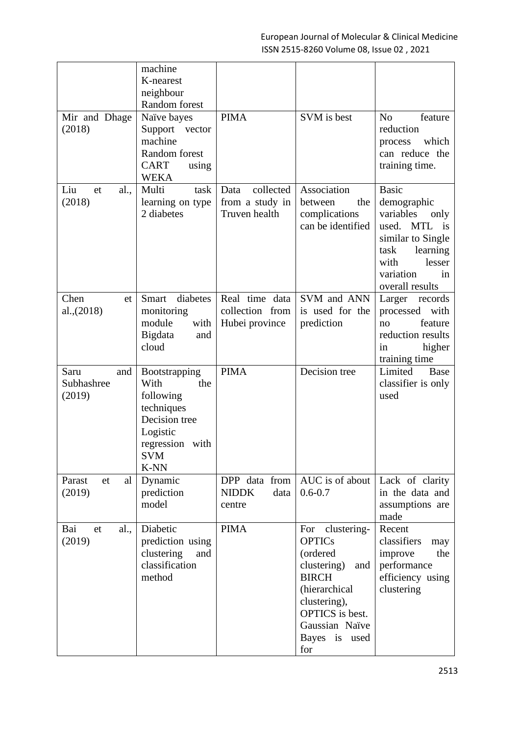|  | machine<br>K-nearest neighbour<br>Random forest |  |  |  |
|---|---|---|---|---|
| Mir and Dhage (2018) | Naïve bayes<br>Support vector machine<br>Random forest<br>CART using WEKA | PIMA | SVM is best | No feature reduction process which can reduce the training time. |
| Liu et al., (2018) | Multi task learning on type 2 diabetes | Data collected from a study in Truven health | Association between the complications can be identified | Basic demographic variables only used. MTL is similar to Single task learning with lesser variation in overall results |
| Chen et al.,(2018) | Smart diabetes monitoring module with Bigdata and cloud | Real time data collection from Hubei province | SVM and ANN is used for the prediction | Larger records processed with no feature reduction results in higher training time |
| Saru and Subhashree (2019) | Bootstrapping With the following techniques<br>Decision tree<br>Logistic regression with SVM<br>K-NN | PIMA | Decision tree | Limited Base classifier is only used |
| Parast et al (2019) | Dynamic prediction model | DPP data from NIDDK data centre | AUC is of about 0.6-0.7 | Lack of clarity in the data and assumptions are made |
| Bai et al., (2019) | Diabetic prediction using clustering and classification method | PIMA | For clustering- OPTICs (ordered clustering) and BIRCH (hierarchical clustering), OPTICS is best. Gaussian Naïve Bayes is used for | Recent classifiers may improve the performance efficiency using clustering |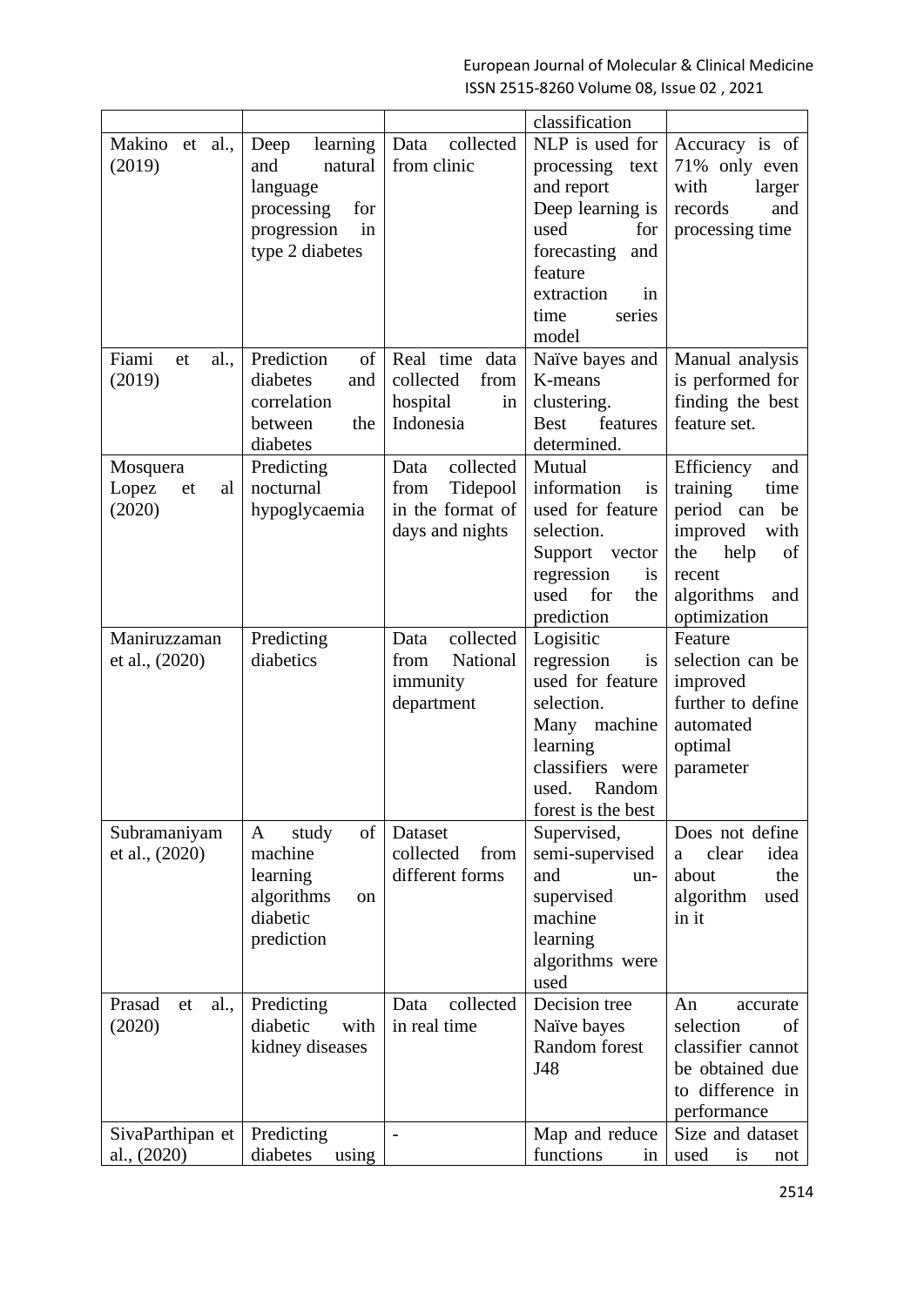| | | | classification | |
|---|---|---|---|---|
| Makino et al., (2019) | Deep learning and natural language processing for progression in type 2 diabetes | Data collected from clinic | NLP is used for processing text and report Deep learning is used for forecasting and feature extraction in time series model | Accuracy is of 71% only even with larger records and processing time |
| Fiami et al., (2019) | Prediction of diabetes and correlation between the diabetes | Real time data collected from hospital in Indonesia | Naïve bayes and K-means clustering. Best features determined. | Manual analysis is performed for finding the best feature set. |
| Mosquera Lopez et al (2020) | Predicting nocturnal hypoglycaemia | Data collected from Tidepool in the format of days and nights | Mutual information is used for feature selection. Support vector regression is used for the prediction | Efficiency and training time period can be improved with the help of recent algorithms and optimization |
| Maniruzzaman et al., (2020) | Predicting diabetics | Data collected from National immunity department | Logisitic regression is used for feature selection. Many machine learning classifiers were used. Random forest is the best | Feature selection can be improved further to define automated optimal parameter |
| Subramaniyam et al., (2020) | A study of machine learning algorithms on diabetic prediction | Dataset collected from different forms | Supervised, semi-supervised and un-supervised machine learning algorithms were used | Does not define a clear idea about the algorithm used in it |
| Prasad et al., (2020) | Predicting diabetic with kidney diseases | Data collected in real time | Decision tree Naïve bayes Random forest J48 | An accurate selection of classifier cannot be obtained due to difference in performance |
| SivaParthipan et al., (2020) | Predicting diabetes using | - | Map and reduce functions in | Size and dataset used is not |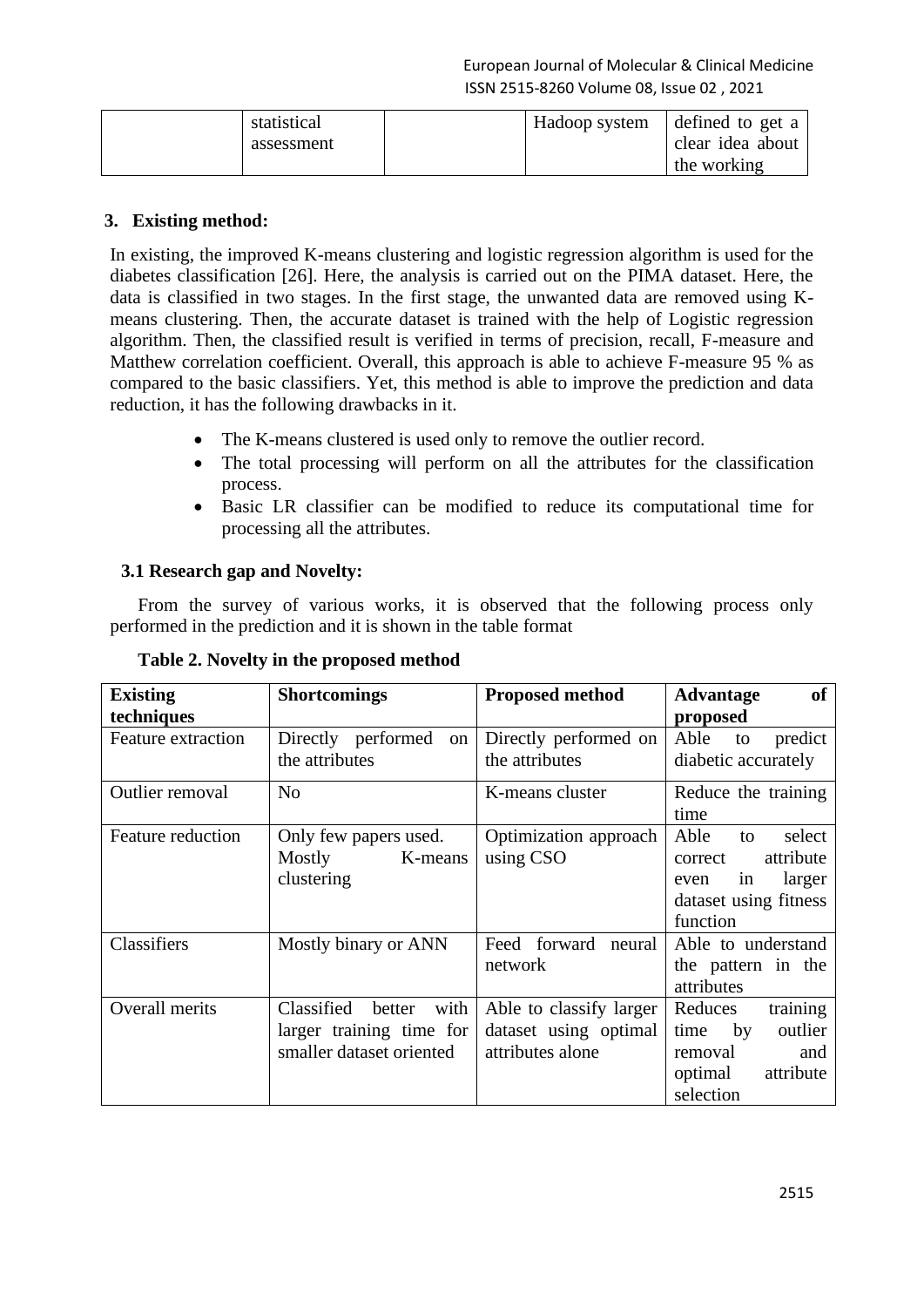|  | statistical assessment |  | Hadoop system | defined to get a clear idea about the working |
|---|---|---|---|---|

## 3. Existing method:

In existing, the improved K-means clustering and logistic regression algorithm is used for the diabetes classification [26]. Here, the analysis is carried out on the PIMA dataset. Here, the data is classified in two stages. In the first stage, the unwanted data are removed using K-means clustering. Then, the accurate dataset is trained with the help of Logistic regression algorithm. Then, the classified result is verified in terms of precision, recall, F-measure and Matthew correlation coefficient. Overall, this approach is able to achieve F-measure 95 % as compared to the basic classifiers. Yet, this method is able to improve the prediction and data reduction, it has the following drawbacks in it.

- The K-means clustered is used only to remove the outlier record.
- The total processing will perform on all the attributes for the classification process.
- Basic LR classifier can be modified to reduce its computational time for processing all the attributes.

### 3.1 Research gap and Novelty:

From the survey of various works, it is observed that the following process only performed in the prediction and it is shown in the table format

**Table 2. Novelty in the proposed method**

| Existing techniques | Shortcomings | Proposed method | Advantage of proposed |
|---|---|---|---|
| Feature extraction | Directly performed on the attributes | Directly performed on the attributes | Able to predict diabetic accurately |
| Outlier removal | No | K-means cluster | Reduce the training time |
| Feature reduction | Only few papers used. Mostly K-means clustering | Optimization approach using CSO | Able to select correct attribute even in larger dataset using fitness function |
| Classifiers | Mostly binary or ANN | Feed forward neural network | Able to understand the pattern in the attributes |
| Overall merits | Classified better with larger training time for smaller dataset oriented | Able to classify larger dataset using optimal attributes alone | Reduces training time by outlier removal and optimal attribute selection |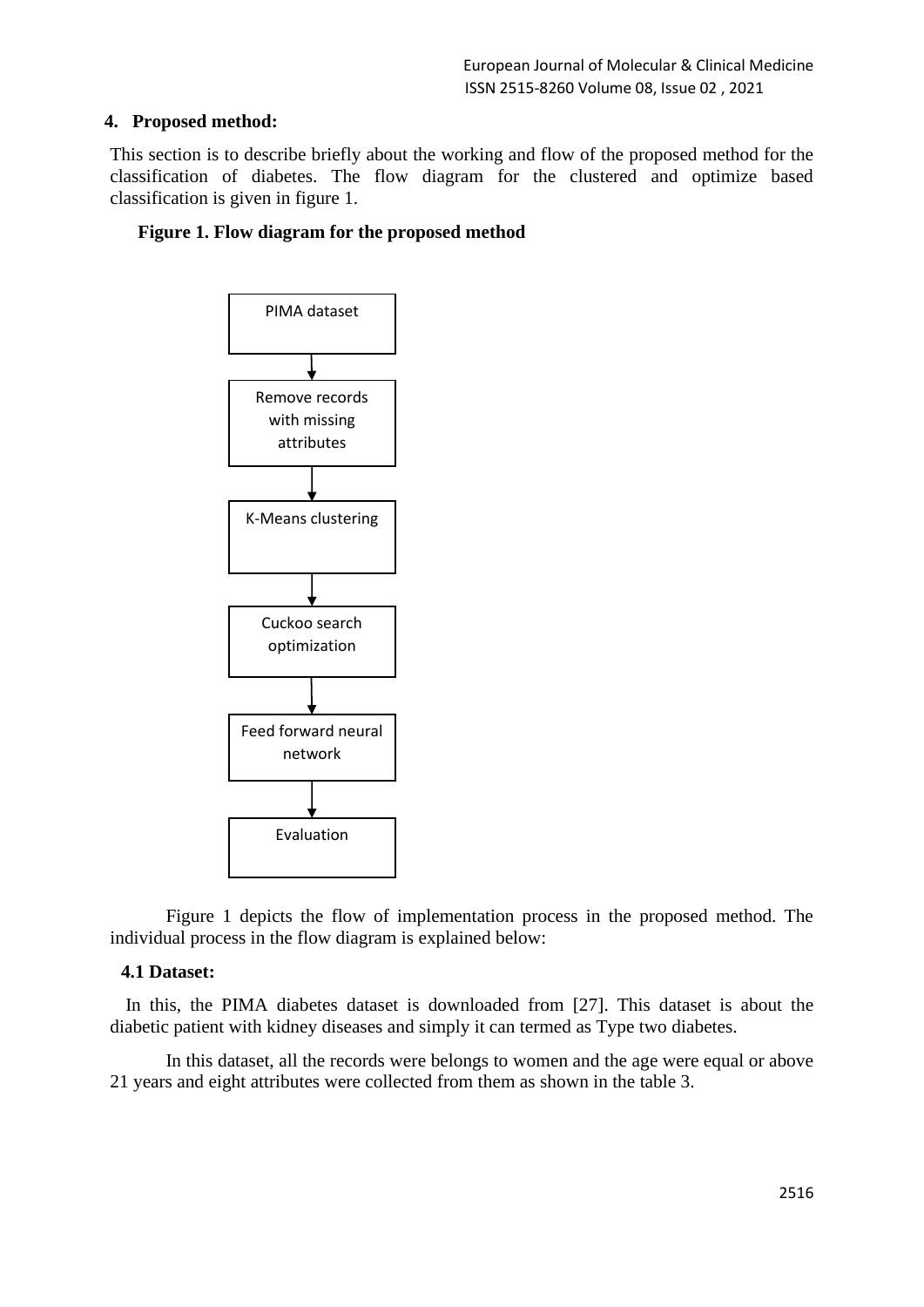## 4. Proposed method:

This section is to describe briefly about the working and flow of the proposed method for the classification of diabetes. The flow diagram for the clustered and optimize based classification is given in figure 1.

**Figure 1. Flow diagram for the proposed method**

PIMA dataset → Remove records with missing attributes → K-Means clustering → Cuckoo search optimization → Feed forward neural network → Evaluation

Figure 1 depicts the flow of implementation process in the proposed method. The individual process in the flow diagram is explained below:

### 4.1 Dataset:

In this, the PIMA diabetes dataset is downloaded from [27]. This dataset is about the diabetic patient with kidney diseases and simply it can termed as Type two diabetes.

In this dataset, all the records were belongs to women and the age were equal or above 21 years and eight attributes were collected from them as shown in the table 3.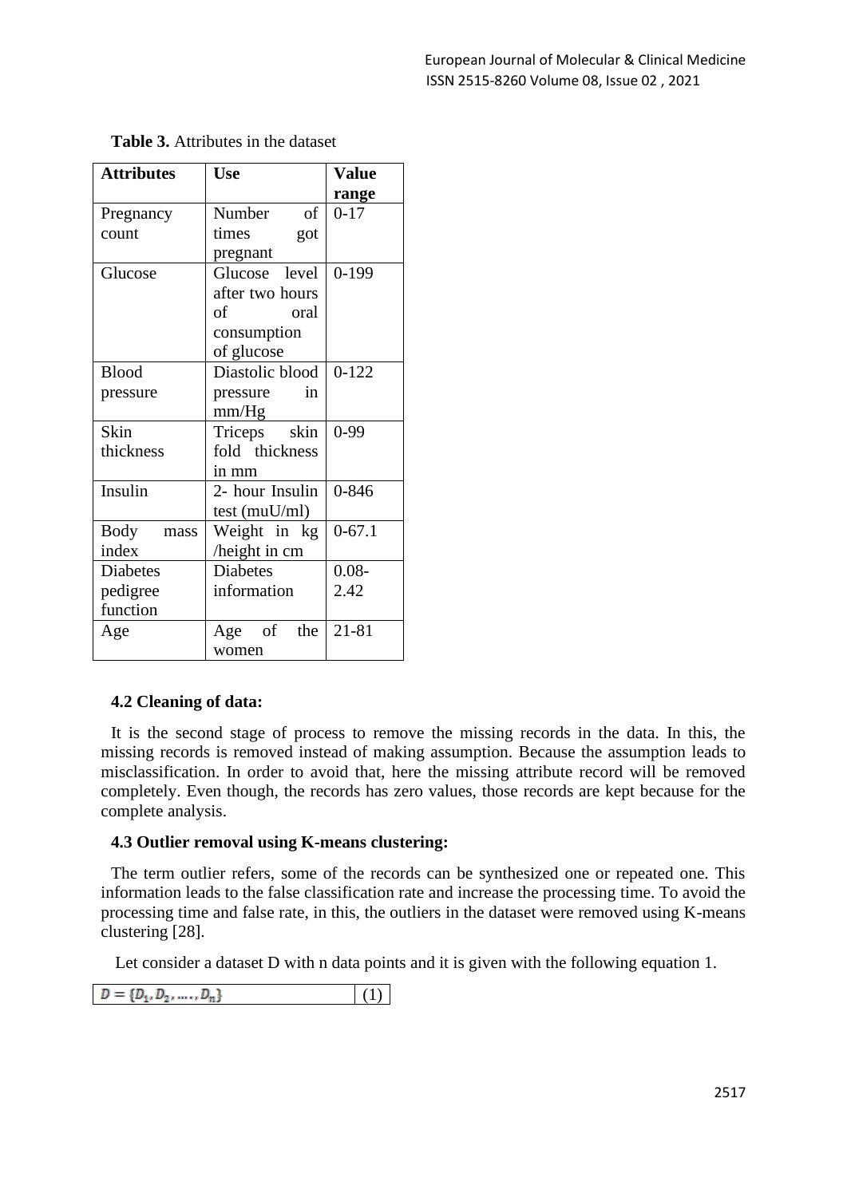**Table 3.** Attributes in the dataset

| Attributes | Use | Value range |
|---|---|---|
| Pregnancy count | Number of times got pregnant | 0-17 |
| Glucose | Glucose level after two hours of oral consumption of glucose | 0-199 |
| Blood pressure | Diastolic blood pressure in mm/Hg | 0-122 |
| Skin thickness | Triceps skin fold thickness in mm | 0-99 |
| Insulin | 2- hour Insulin test (muU/ml) | 0-846 |
| Body mass index | Weight in kg /height in cm | 0-67.1 |
| Diabetes pedigree function | Diabetes information | 0.08-2.42 |
| Age | Age of the women | 21-81 |

### 4.2 Cleaning of data:

It is the second stage of process to remove the missing records in the data. In this, the missing records is removed instead of making assumption. Because the assumption leads to misclassification. In order to avoid that, here the missing attribute record will be removed completely. Even though, the records has zero values, those records are kept because for the complete analysis.

### 4.3 Outlier removal using K-means clustering:

The term outlier refers, some of the records can be synthesized one or repeated one. This information leads to the false classification rate and increase the processing time. To avoid the processing time and false rate, in this, the outliers in the dataset were removed using K-means clustering [28].

Let consider a dataset D with n data points and it is given with the following equation 1.

$$D = \{D_1, D_2, \dots, D_n\} \quad (1)$$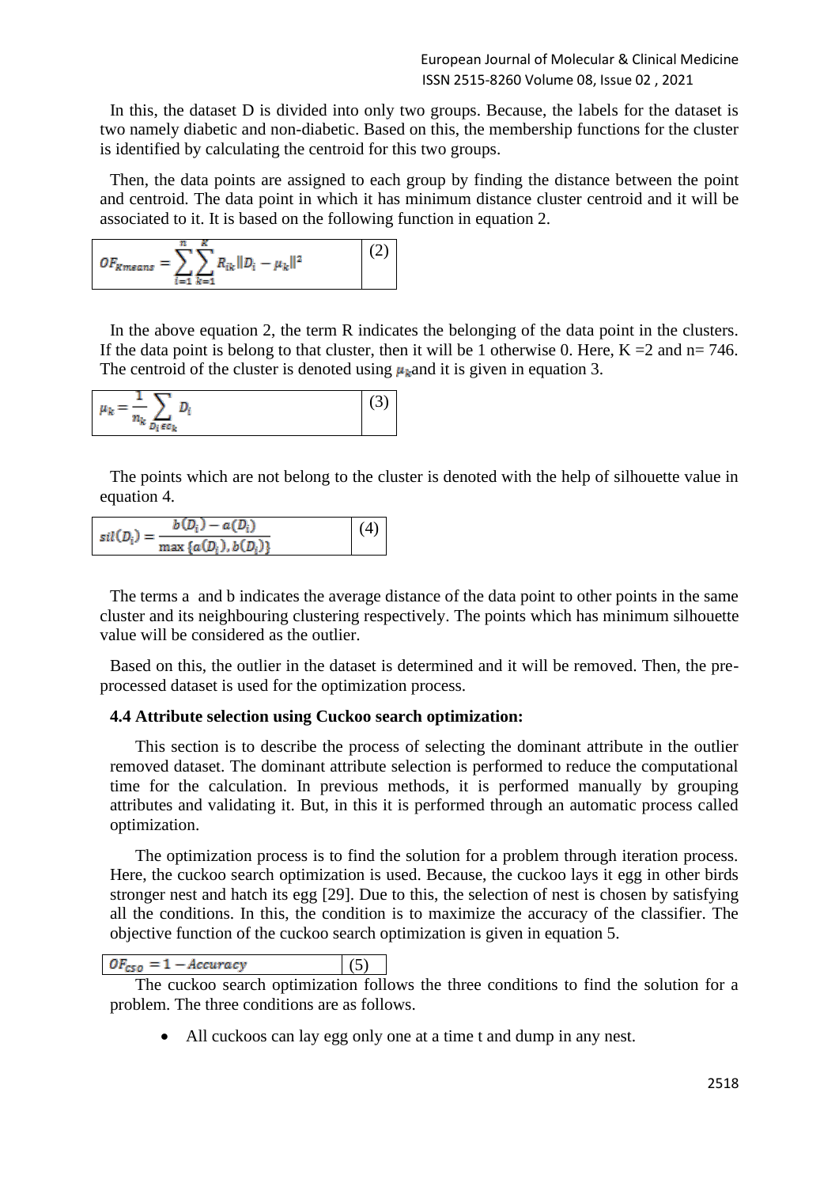In this, the dataset D is divided into only two groups. Because, the labels for the dataset is two namely diabetic and non-diabetic. Based on this, the membership functions for the cluster is identified by calculating the centroid for this two groups.

Then, the data points are assigned to each group by finding the distance between the point and centroid. The data point in which it has minimum distance cluster centroid and it will be associated to it. It is based on the following function in equation 2.

$$OF_{Kmeans} = \sum_{i=1}^{n}\sum_{k=1}^{K} R_{ik}\|D_i - \mu_k\|^2 \tag{2}$$

In the above equation 2, the term R indicates the belonging of the data point in the clusters. If the data point is belong to that cluster, then it will be 1 otherwise 0. Here, K =2 and n= 746. The centroid of the cluster is denoted using $\mu_k$ and it is given in equation 3.

$$\mu_k = \frac{1}{n_k}\sum_{D_i \epsilon c_k} D_i \tag{3}$$

The points which are not belong to the cluster is denoted with the help of silhouette value in equation 4.

$$sil(D_i) = \frac{b(D_i) - a(D_i)}{\max\{a(D_i), b(D_i)\}} \tag{4}$$

The terms a and b indicates the average distance of the data point to other points in the same cluster and its neighbouring clustering respectively. The points which has minimum silhouette value will be considered as the outlier.

Based on this, the outlier in the dataset is determined and it will be removed. Then, the pre-processed dataset is used for the optimization process.

### 4.4 Attribute selection using Cuckoo search optimization:

This section is to describe the process of selecting the dominant attribute in the outlier removed dataset. The dominant attribute selection is performed to reduce the computational time for the calculation. In previous methods, it is performed manually by grouping attributes and validating it. But, in this it is performed through an automatic process called optimization.

The optimization process is to find the solution for a problem through iteration process. Here, the cuckoo search optimization is used. Because, the cuckoo lays it egg in other birds stronger nest and hatch its egg [29]. Due to this, the selection of nest is chosen by satisfying all the conditions. In this, the condition is to maximize the accuracy of the classifier. The objective function of the cuckoo search optimization is given in equation 5.

$$OF_{CSO} = 1 - Accuracy \tag{5}$$

The cuckoo search optimization follows the three conditions to find the solution for a problem. The three conditions are as follows.

- All cuckoos can lay egg only one at a time t and dump in any nest.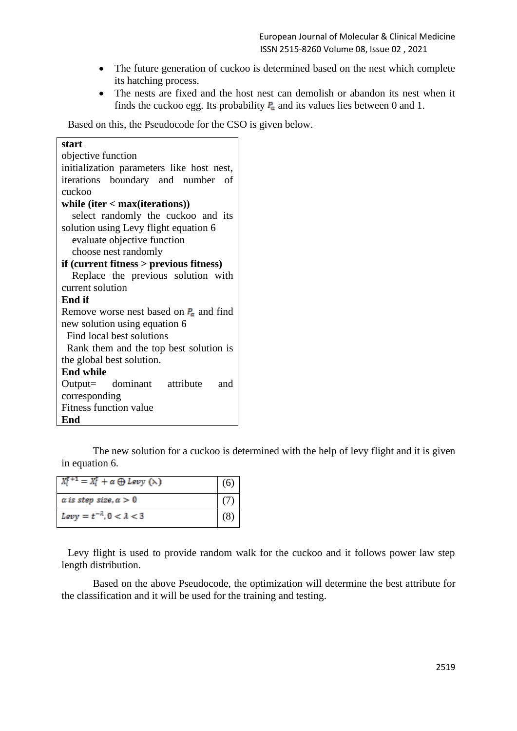- The future generation of cuckoo is determined based on the nest which complete its hatching process.
- The nests are fixed and the host nest can demolish or abandon its nest when it finds the cuckoo egg. Its probability $P_a$ and its values lies between 0 and 1.

Based on this, the Pseudocode for the CSO is given below.

```
start
objective function
initialization parameters like host nest, iterations boundary and number of cuckoo
while (iter < max(iterations))
   select randomly the cuckoo and its solution using Levy flight equation 6
   evaluate objective function
   choose nest randomly
if (current fitness > previous fitness)
   Replace the previous solution with current solution
End if
Remove worse nest based on Pa and find new solution using equation 6
  Find local best solutions
  Rank them and the top best solution is the global best solution.
End while
Output= dominant attribute and corresponding
Fitness function value
End
```

The new solution for a cuckoo is determined with the help of levy flight and it is given in equation 6.

| | |
|---|---|
| $X_i^{t+1} = X_i^t + \alpha \oplus Levy\ (\lambda)$ | (6) |
| $\alpha\ is\ step\ size, \alpha > 0$ | (7) |
| $Levy = t^{-\lambda}, 0 < \lambda < 3$ | (8) |

Levy flight is used to provide random walk for the cuckoo and it follows power law step length distribution.

Based on the above Pseudocode, the optimization will determine the best attribute for the classification and it will be used for the training and testing.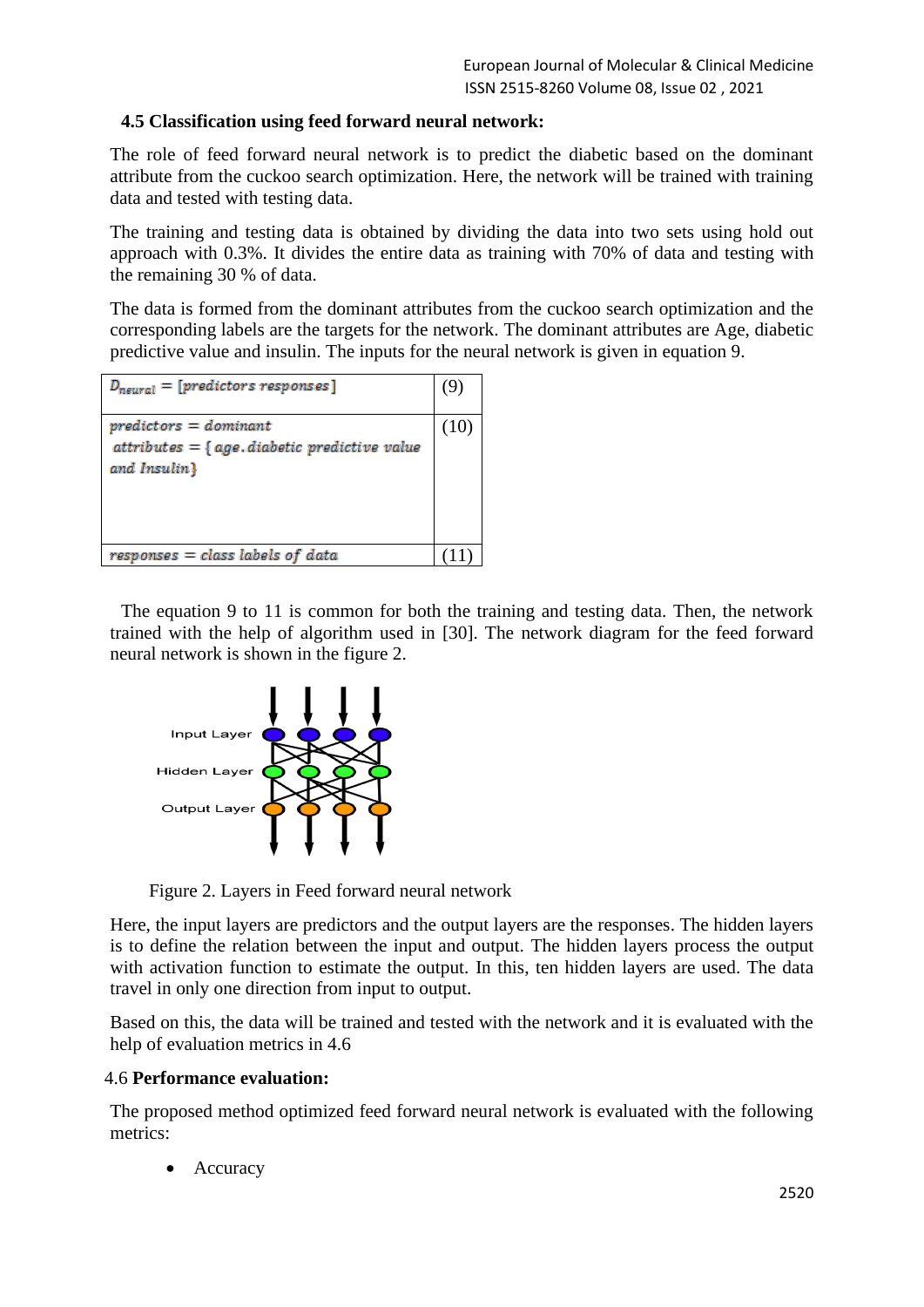### 4.5 Classification using feed forward neural network:

The role of feed forward neural network is to predict the diabetic based on the dominant attribute from the cuckoo search optimization. Here, the network will be trained with training data and tested with testing data.

The training and testing data is obtained by dividing the data into two sets using hold out approach with 0.3%. It divides the entire data as training with 70% of data and testing with the remaining 30 % of data.

The data is formed from the dominant attributes from the cuckoo search optimization and the corresponding labels are the targets for the network. The dominant attributes are Age, diabetic predictive value and insulin. The inputs for the neural network is given in equation 9.

| | |
|---|---|
| $D_{neural} = [predictors\ responses]$ | (9) |
| $predictors = dominant\ attributes = \{age.diabetic\ predictive\ value\ and\ Insulin\}$ | (10) |
| $responses = class\ labels\ of\ data$ | (11) |

The equation 9 to 11 is common for both the training and testing data. Then, the network trained with the help of algorithm used in [30]. The network diagram for the feed forward neural network is shown in the figure 2.

Figure 2. Layers in Feed forward neural network

Here, the input layers are predictors and the output layers are the responses. The hidden layers is to define the relation between the input and output. The hidden layers process the output with activation function to estimate the output. In this, ten hidden layers are used. The data travel in only one direction from input to output.

Based on this, the data will be trained and tested with the network and it is evaluated with the help of evaluation metrics in 4.6

### 4.6 Performance evaluation:

The proposed method optimized feed forward neural network is evaluated with the following metrics:

- Accuracy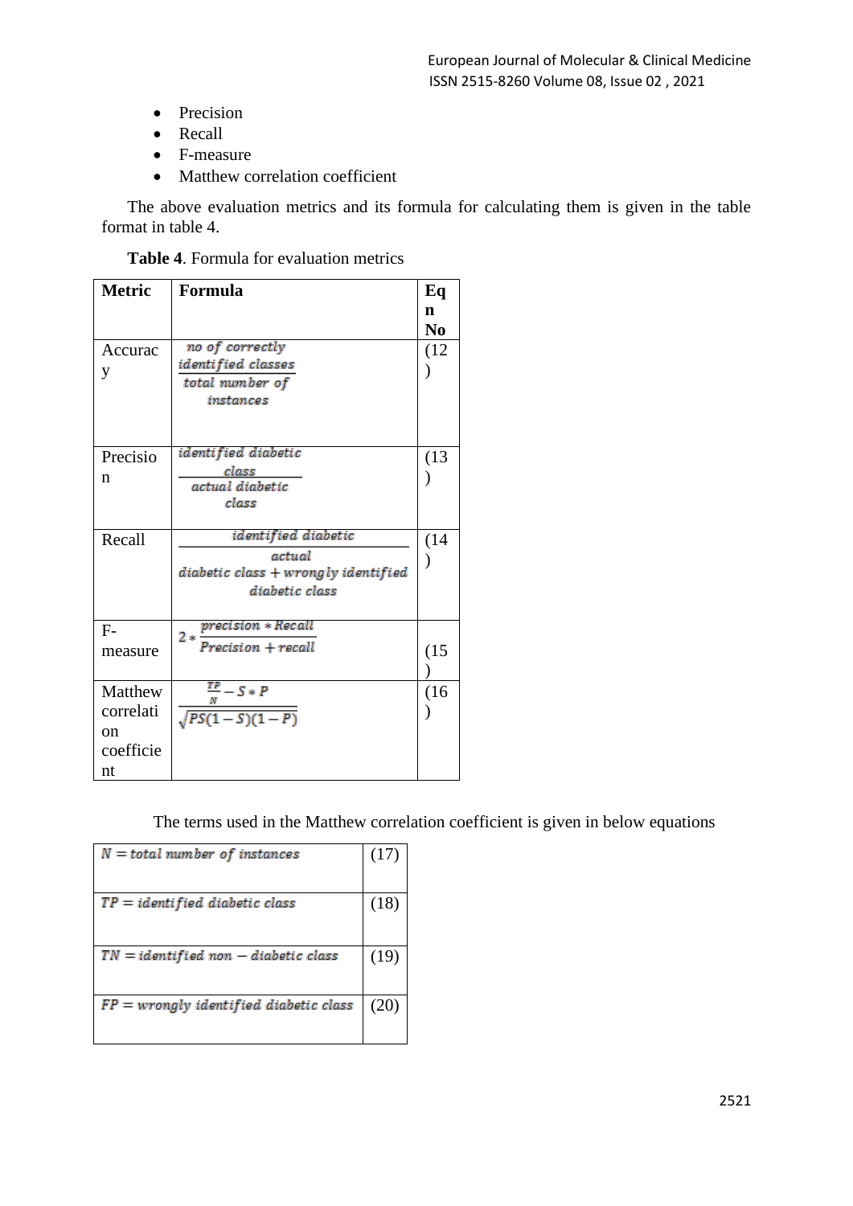- Precision
- Recall
- F-measure
- Matthew correlation coefficient

The above evaluation metrics and its formula for calculating them is given in the table format in table 4.

**Table 4**. Formula for evaluation metrics

| Metric | Formula | Eqn No |
|---|---|---|
| Accuracy | $\frac{no\ of\ correctly\ identified\ classes}{total\ number\ of\ instances}$ | (12) |
| Precision | $\frac{identified\ diabetic\ class}{actual\ diabetic\ class}$ | (13) |
| Recall | $\frac{identified\ diabetic}{actual\ diabetic\ class + wrongly\ identified\ diabetic\ class}$ | (14) |
| F-measure | $2 * \frac{precision * Recall}{Precision + recall}$ | (15) |
| Matthew correlation coefficient | $\frac{\frac{TP}{N} - S * P}{\sqrt{PS(1-S)(1-P)}}$ | (16) |

The terms used in the Matthew correlation coefficient is given in below equations

| | |
|---|---|
| $N = total\ number\ of\ instances$ | (17) |
| $TP = identified\ diabetic\ class$ | (18) |
| $TN = identified\ non - diabetic\ class$ | (19) |
| $FP = wrongly\ identified\ diabetic\ class$ | (20) |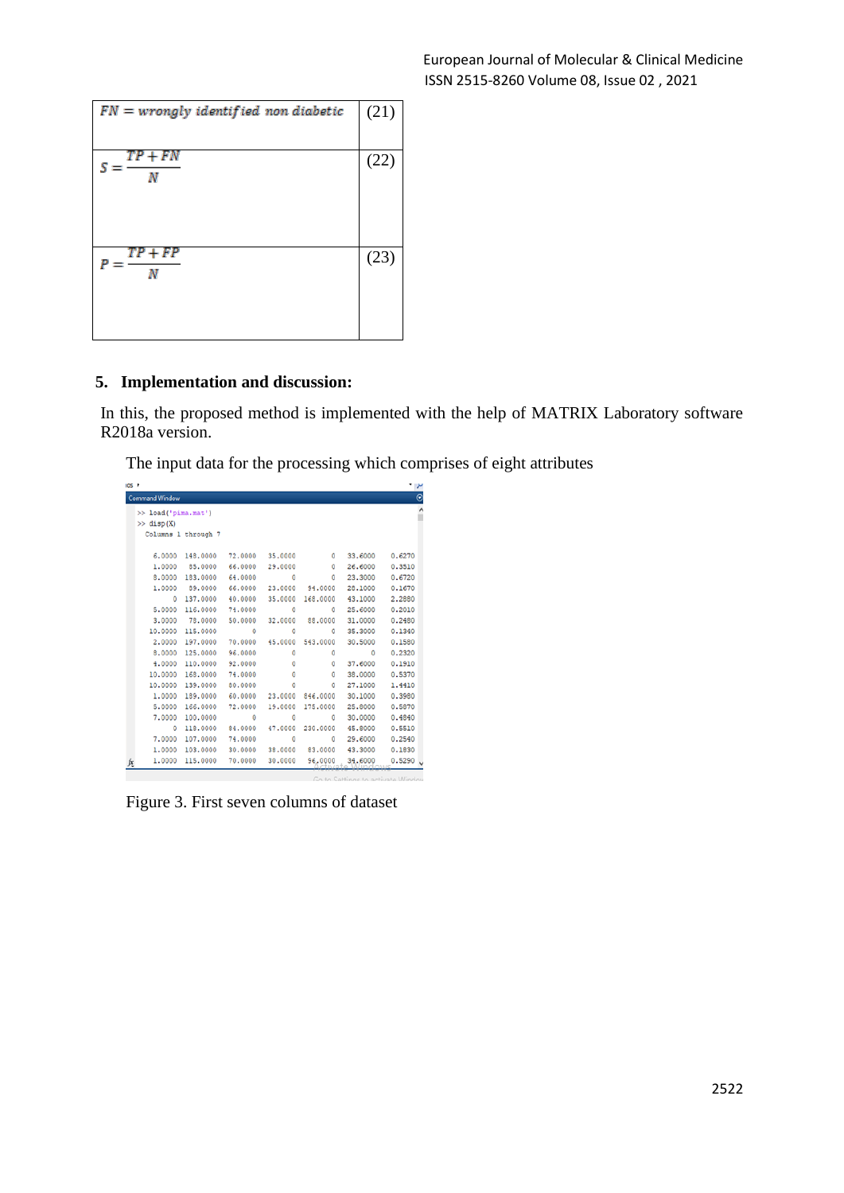| | |
|---|---|
| $FN = wrongly\ identified\ non\ diabetic$ | (21) |
| $S = \frac{TP + FN}{N}$ | (22) |
| $P = \frac{TP + FP}{N}$ | (23) |

## 5. Implementation and discussion:

In this, the proposed method is implemented with the help of MATRIX Laboratory software R2018a version.

The input data for the processing which comprises of eight attributes

```
>> load('pima.mat')
>> disp(X)
  Columns 1 through 7

    6.0000  148.0000   72.0000   35.0000         0   33.6000    0.6270
    1.0000   85.0000   66.0000   29.0000         0   26.6000    0.3510
    8.0000  183.0000   64.0000         0         0   23.3000    0.6720
    1.0000   89.0000   66.0000   23.0000   94.0000   28.1000    0.1670
         0  137.0000   40.0000   35.0000  168.0000   43.1000    2.2880
    5.0000  116.0000   74.0000         0         0   25.6000    0.2010
    3.0000   78.0000   50.0000   32.0000   88.0000   31.0000    0.2480
   10.0000  115.0000         0         0         0   35.3000    0.1340
    2.0000  197.0000   70.0000   45.0000  543.0000   30.5000    0.1580
    8.0000  125.0000   96.0000         0         0         0    0.2320
    4.0000  110.0000   92.0000         0         0   37.6000    0.1910
   10.0000  168.0000   74.0000         0         0   38.0000    0.5370
   10.0000  139.0000   80.0000         0         0   27.1000    1.4410
    1.0000  189.0000   60.0000   23.0000  846.0000   30.1000    0.3980
    5.0000  166.0000   72.0000   19.0000  175.0000   25.8000    0.5870
    7.0000  100.0000         0         0         0   30.0000    0.4840
         0  118.0000   84.0000   47.0000  230.0000   45.8000    0.5510
    7.0000  107.0000   74.0000         0         0   29.6000    0.2540
    1.0000  103.0000   30.0000   38.0000   83.0000   43.3000    0.1830
    1.0000  115.0000   70.0000   30.0000   96.0000   34.6000    0.5290
```

Figure 3. First seven columns of dataset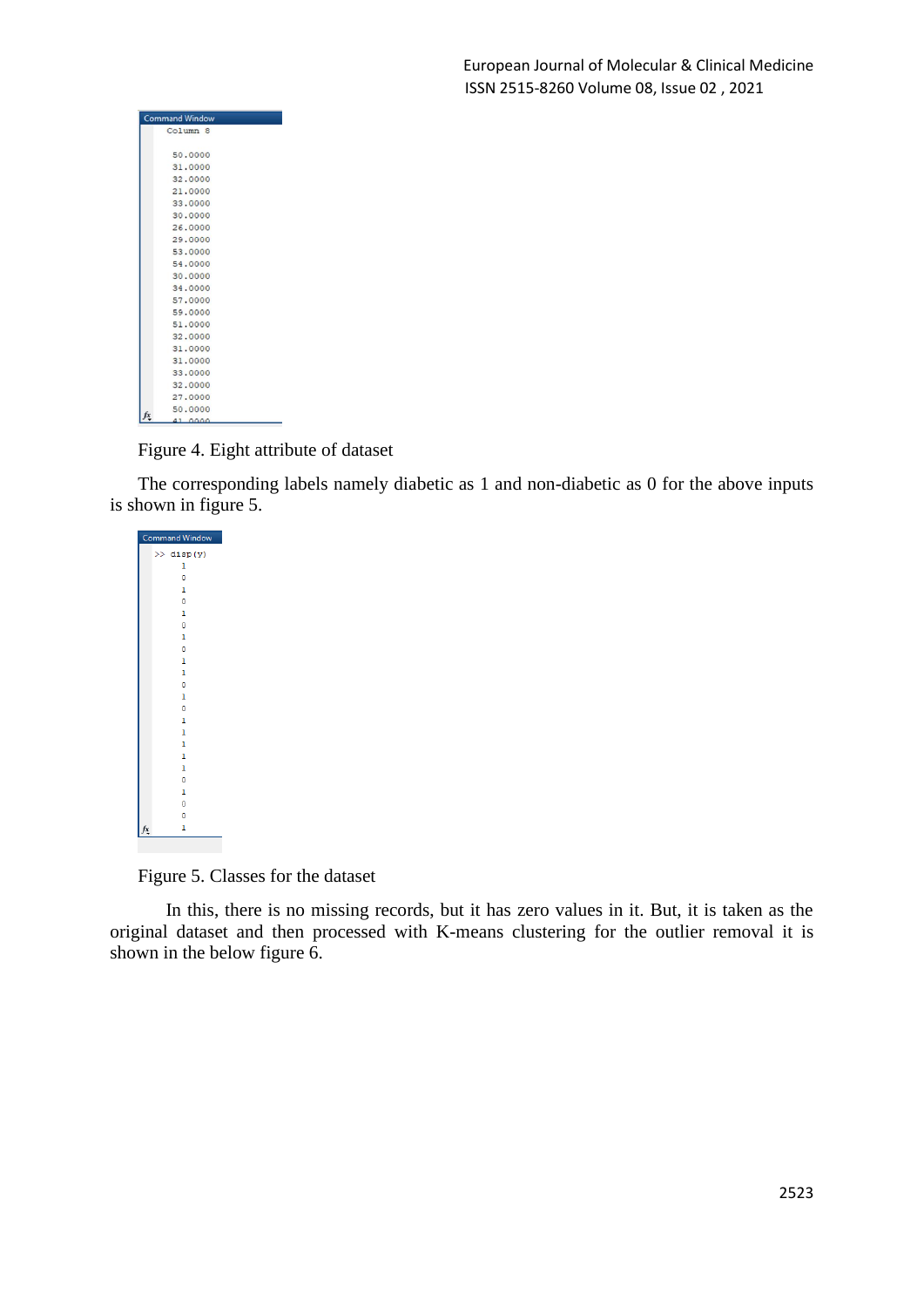Figure 4. Eight attribute of dataset

The corresponding labels namely diabetic as 1 and non-diabetic as 0 for the above inputs is shown in figure 5.

Figure 5. Classes for the dataset

In this, there is no missing records, but it has zero values in it. But, it is taken as the original dataset and then processed with K-means clustering for the outlier removal it is shown in the below figure 6.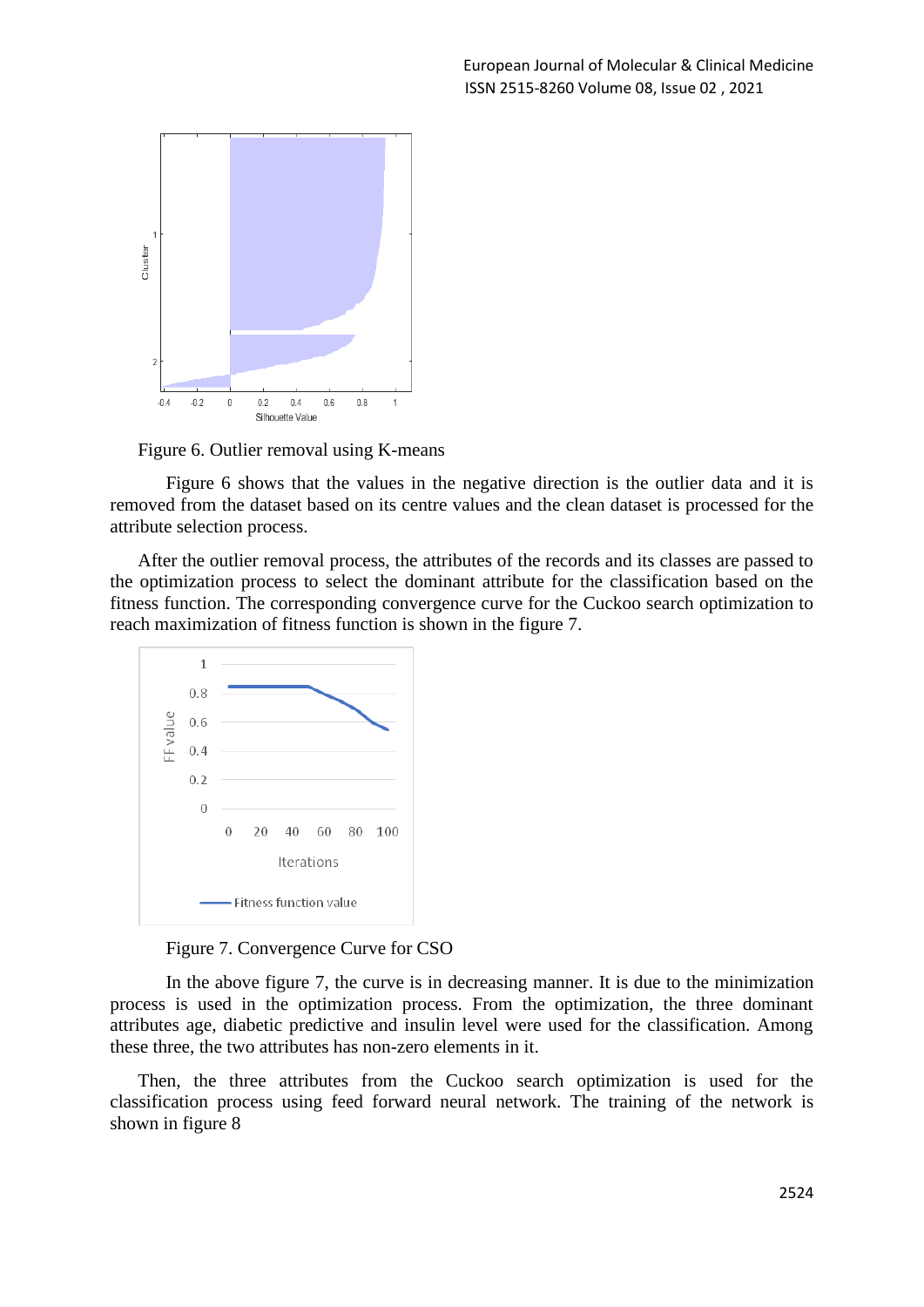Figure 6. Outlier removal using K-means

Figure 6 shows that the values in the negative direction is the outlier data and it is removed from the dataset based on its centre values and the clean dataset is processed for the attribute selection process.

After the outlier removal process, the attributes of the records and its classes are passed to the optimization process to select the dominant attribute for the classification based on the fitness function. The corresponding convergence curve for the Cuckoo search optimization to reach maximization of fitness function is shown in the figure 7.

Figure 7. Convergence Curve for CSO

In the above figure 7, the curve is in decreasing manner. It is due to the minimization process is used in the optimization process. From the optimization, the three dominant attributes age, diabetic predictive and insulin level were used for the classification. Among these three, the two attributes has non-zero elements in it.

Then, the three attributes from the Cuckoo search optimization is used for the classification process using feed forward neural network. The training of the network is shown in figure 8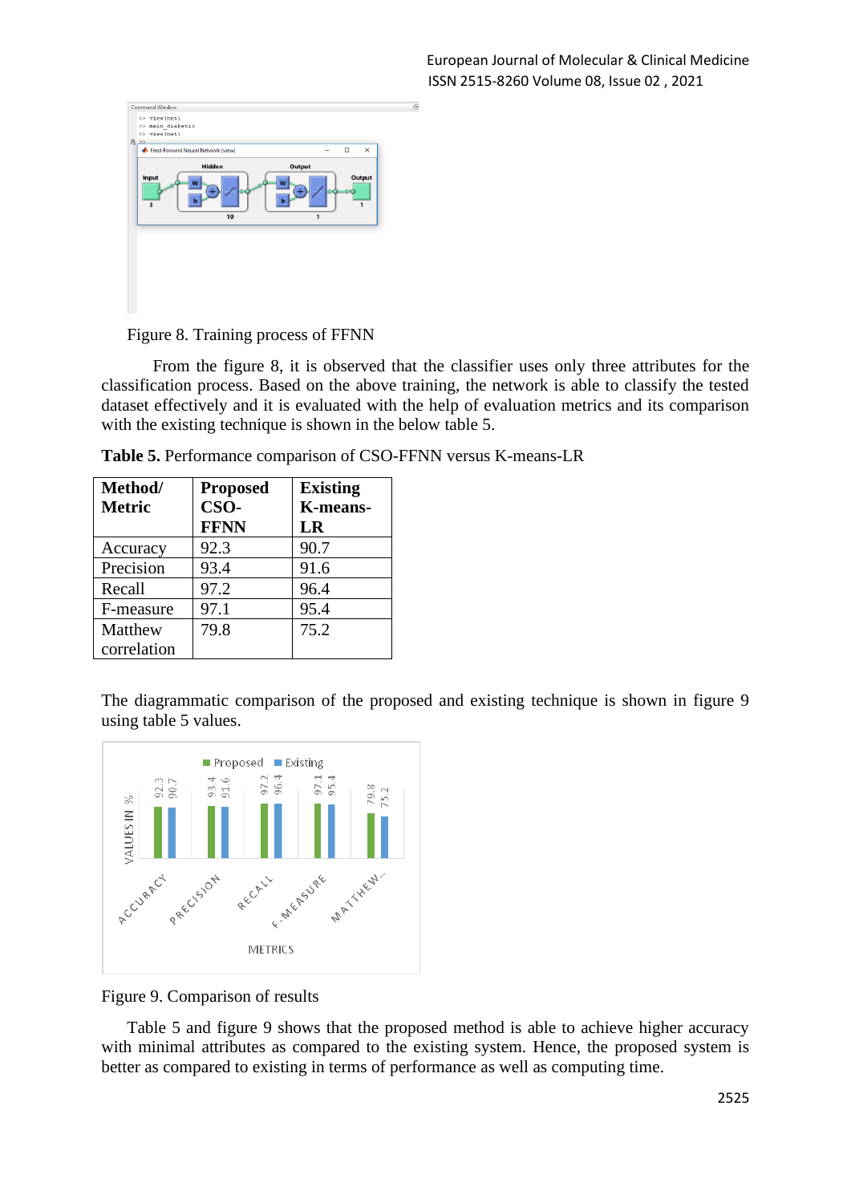Figure 8. Training process of FFNN

From the figure 8, it is observed that the classifier uses only three attributes for the classification process. Based on the above training, the network is able to classify the tested dataset effectively and it is evaluated with the help of evaluation metrics and its comparison with the existing technique is shown in the below table 5.

**Table 5.** Performance comparison of CSO-FFNN versus K-means-LR

| **Method/ Metric** | **Proposed CSO-FFNN** | **Existing K-means-LR** |
|---|---|---|
| Accuracy | 92.3 | 90.7 |
| Precision | 93.4 | 91.6 |
| Recall | 97.2 | 96.4 |
| F-measure | 97.1 | 95.4 |
| Matthew correlation | 79.8 | 75.2 |

The diagrammatic comparison of the proposed and existing technique is shown in figure 9 using table 5 values.

Figure 9. Comparison of results

Table 5 and figure 9 shows that the proposed method is able to achieve higher accuracy with minimal attributes as compared to the existing system. Hence, the proposed system is better as compared to existing in terms of performance as well as computing time.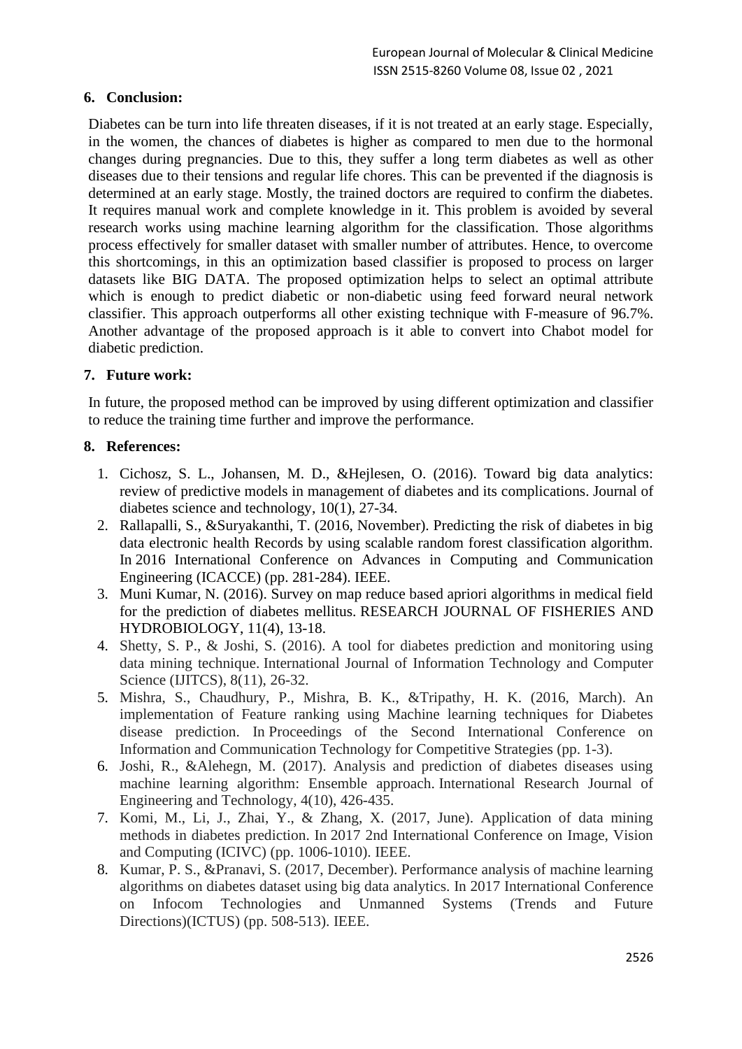## 6. Conclusion:

Diabetes can be turn into life threaten diseases, if it is not treated at an early stage. Especially, in the women, the chances of diabetes is higher as compared to men due to the hormonal changes during pregnancies. Due to this, they suffer a long term diabetes as well as other diseases due to their tensions and regular life chores. This can be prevented if the diagnosis is determined at an early stage. Mostly, the trained doctors are required to confirm the diabetes. It requires manual work and complete knowledge in it. This problem is avoided by several research works using machine learning algorithm for the classification. Those algorithms process effectively for smaller dataset with smaller number of attributes. Hence, to overcome this shortcomings, in this an optimization based classifier is proposed to process on larger datasets like BIG DATA. The proposed optimization helps to select an optimal attribute which is enough to predict diabetic or non-diabetic using feed forward neural network classifier. This approach outperforms all other existing technique with F-measure of 96.7%. Another advantage of the proposed approach is it able to convert into Chabot model for diabetic prediction.

## 7. Future work:

In future, the proposed method can be improved by using different optimization and classifier to reduce the training time further and improve the performance.

## 8. References:

1. Cichosz, S. L., Johansen, M. D., &Hejlesen, O. (2016). Toward big data analytics: review of predictive models in management of diabetes and its complications. Journal of diabetes science and technology, 10(1), 27-34.
2. Rallapalli, S., &Suryakanthi, T. (2016, November). Predicting the risk of diabetes in big data electronic health Records by using scalable random forest classification algorithm. In 2016 International Conference on Advances in Computing and Communication Engineering (ICACCE) (pp. 281-284). IEEE.
3. Muni Kumar, N. (2016). Survey on map reduce based apriori algorithms in medical field for the prediction of diabetes mellitus. RESEARCH JOURNAL OF FISHERIES AND HYDROBIOLOGY, 11(4), 13-18.
4. Shetty, S. P., & Joshi, S. (2016). A tool for diabetes prediction and monitoring using data mining technique. International Journal of Information Technology and Computer Science (IJITCS), 8(11), 26-32.
5. Mishra, S., Chaudhury, P., Mishra, B. K., &Tripathy, H. K. (2016, March). An implementation of Feature ranking using Machine learning techniques for Diabetes disease prediction. In Proceedings of the Second International Conference on Information and Communication Technology for Competitive Strategies (pp. 1-3).
6. Joshi, R., &Alehegn, M. (2017). Analysis and prediction of diabetes diseases using machine learning algorithm: Ensemble approach. International Research Journal of Engineering and Technology, 4(10), 426-435.
7. Komi, M., Li, J., Zhai, Y., & Zhang, X. (2017, June). Application of data mining methods in diabetes prediction. In 2017 2nd International Conference on Image, Vision and Computing (ICIVC) (pp. 1006-1010). IEEE.
8. Kumar, P. S., &Pranavi, S. (2017, December). Performance analysis of machine learning algorithms on diabetes dataset using big data analytics. In 2017 International Conference on Infocom Technologies and Unmanned Systems (Trends and Future Directions)(ICTUS) (pp. 508-513). IEEE.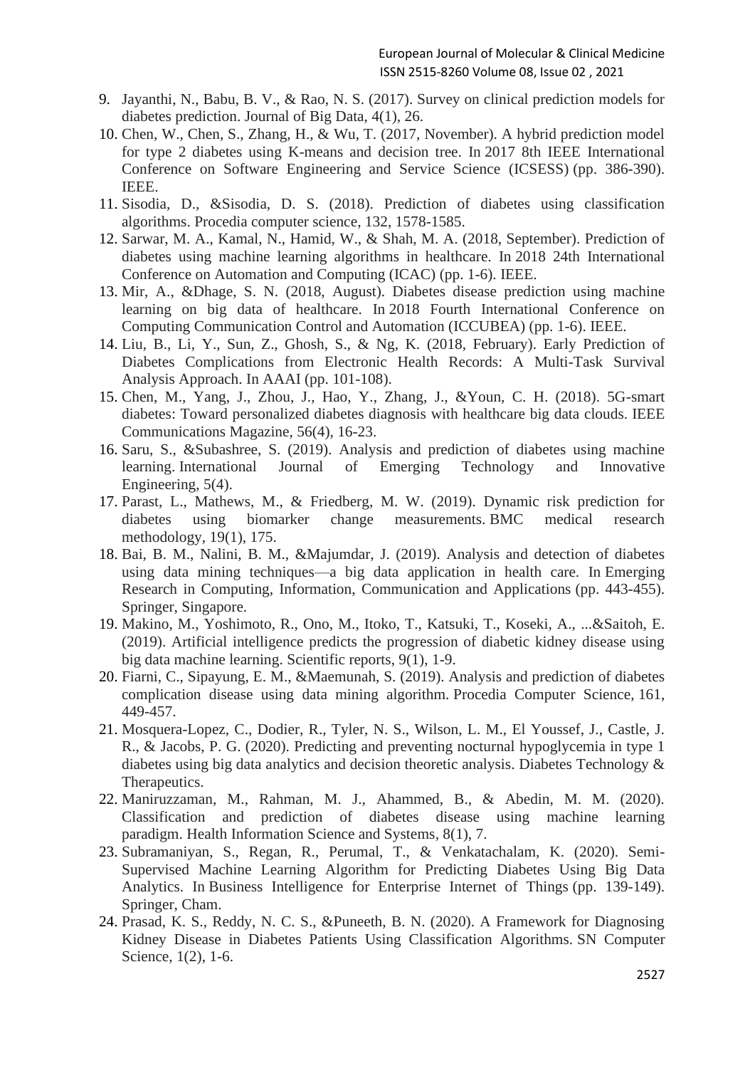9. Jayanthi, N., Babu, B. V., & Rao, N. S. (2017). Survey on clinical prediction models for diabetes prediction. Journal of Big Data, 4(1), 26.
10. Chen, W., Chen, S., Zhang, H., & Wu, T. (2017, November). A hybrid prediction model for type 2 diabetes using K-means and decision tree. In 2017 8th IEEE International Conference on Software Engineering and Service Science (ICSESS) (pp. 386-390). IEEE.
11. Sisodia, D., &Sisodia, D. S. (2018). Prediction of diabetes using classification algorithms. Procedia computer science, 132, 1578-1585.
12. Sarwar, M. A., Kamal, N., Hamid, W., & Shah, M. A. (2018, September). Prediction of diabetes using machine learning algorithms in healthcare. In 2018 24th International Conference on Automation and Computing (ICAC) (pp. 1-6). IEEE.
13. Mir, A., &Dhage, S. N. (2018, August). Diabetes disease prediction using machine learning on big data of healthcare. In 2018 Fourth International Conference on Computing Communication Control and Automation (ICCUBEA) (pp. 1-6). IEEE.
14. Liu, B., Li, Y., Sun, Z., Ghosh, S., & Ng, K. (2018, February). Early Prediction of Diabetes Complications from Electronic Health Records: A Multi-Task Survival Analysis Approach. In AAAI (pp. 101-108).
15. Chen, M., Yang, J., Zhou, J., Hao, Y., Zhang, J., &Youn, C. H. (2018). 5G-smart diabetes: Toward personalized diabetes diagnosis with healthcare big data clouds. IEEE Communications Magazine, 56(4), 16-23.
16. Saru, S., &Subashree, S. (2019). Analysis and prediction of diabetes using machine learning. International Journal of Emerging Technology and Innovative Engineering, 5(4).
17. Parast, L., Mathews, M., & Friedberg, M. W. (2019). Dynamic risk prediction for diabetes using biomarker change measurements. BMC medical research methodology, 19(1), 175.
18. Bai, B. M., Nalini, B. M., &Majumdar, J. (2019). Analysis and detection of diabetes using data mining techniques—a big data application in health care. In Emerging Research in Computing, Information, Communication and Applications (pp. 443-455). Springer, Singapore.
19. Makino, M., Yoshimoto, R., Ono, M., Itoko, T., Katsuki, T., Koseki, A., ...&Saitoh, E. (2019). Artificial intelligence predicts the progression of diabetic kidney disease using big data machine learning. Scientific reports, 9(1), 1-9.
20. Fiarni, C., Sipayung, E. M., &Maemunah, S. (2019). Analysis and prediction of diabetes complication disease using data mining algorithm. Procedia Computer Science, 161, 449-457.
21. Mosquera-Lopez, C., Dodier, R., Tyler, N. S., Wilson, L. M., El Youssef, J., Castle, J. R., & Jacobs, P. G. (2020). Predicting and preventing nocturnal hypoglycemia in type 1 diabetes using big data analytics and decision theoretic analysis. Diabetes Technology & Therapeutics.
22. Maniruzzaman, M., Rahman, M. J., Ahammed, B., & Abedin, M. M. (2020). Classification and prediction of diabetes disease using machine learning paradigm. Health Information Science and Systems, 8(1), 7.
23. Subramaniyan, S., Regan, R., Perumal, T., & Venkatachalam, K. (2020). Semi-Supervised Machine Learning Algorithm for Predicting Diabetes Using Big Data Analytics. In Business Intelligence for Enterprise Internet of Things (pp. 139-149). Springer, Cham.
24. Prasad, K. S., Reddy, N. C. S., &Puneeth, B. N. (2020). A Framework for Diagnosing Kidney Disease in Diabetes Patients Using Classification Algorithms. SN Computer Science, 1(2), 1-6.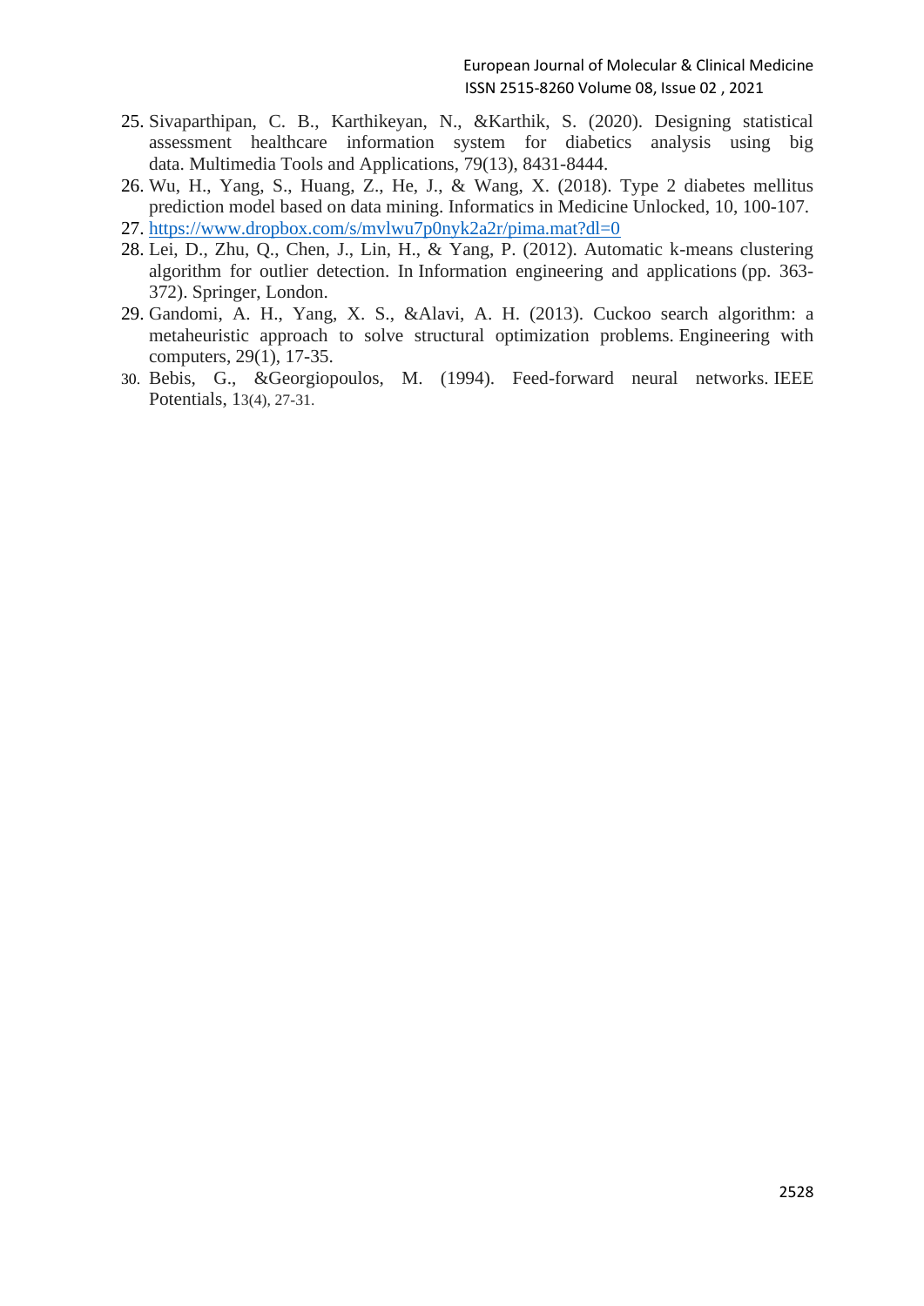25. Sivaparthipan, C. B., Karthikeyan, N., &Karthik, S. (2020). Designing statistical assessment healthcare information system for diabetics analysis using big data. Multimedia Tools and Applications, 79(13), 8431-8444.
26. Wu, H., Yang, S., Huang, Z., He, J., & Wang, X. (2018). Type 2 diabetes mellitus prediction model based on data mining. Informatics in Medicine Unlocked, 10, 100-107.
27. https://www.dropbox.com/s/mvlwu7p0nyk2a2r/pima.mat?dl=0
28. Lei, D., Zhu, Q., Chen, J., Lin, H., & Yang, P. (2012). Automatic k-means clustering algorithm for outlier detection. In Information engineering and applications (pp. 363-372). Springer, London.
29. Gandomi, A. H., Yang, X. S., &Alavi, A. H. (2013). Cuckoo search algorithm: a metaheuristic approach to solve structural optimization problems. Engineering with computers, 29(1), 17-35.
30. Bebis, G., &Georgiopoulos, M. (1994). Feed-forward neural networks. IEEE Potentials, 13(4), 27-31.